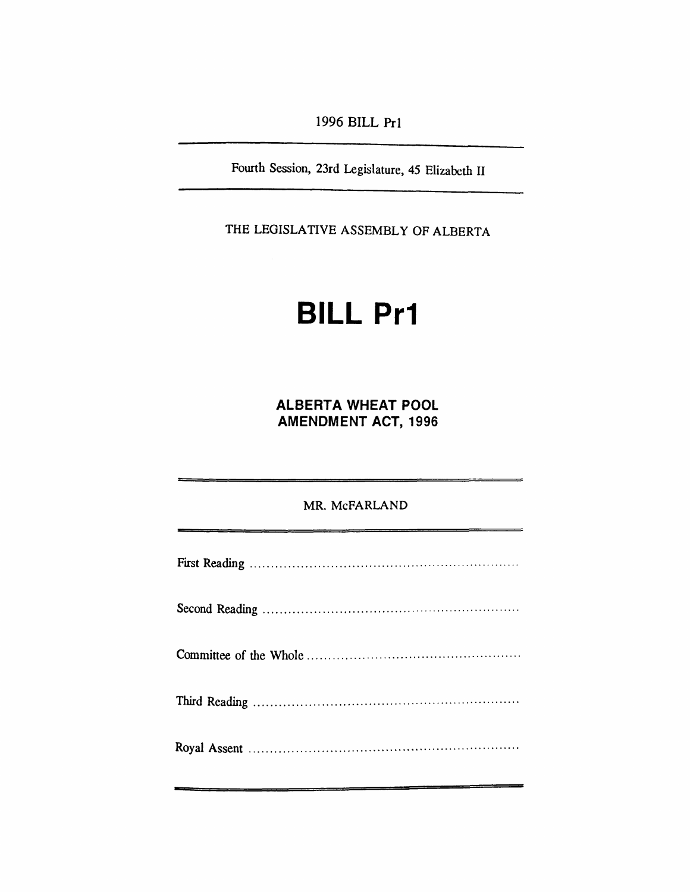1996 BILL Pr1

Fourth Session, 23rd Legislature, 45 Elizabeth II

THE LEGISLATIVE ASSEMBLY OF ALBERTA

# BILL Pr1

## ALBERTA WHEAT POOL AMENDMENT ACT, 1996

MR. McFARLAND

First Reading ..........................................................

Second Reading ..........................................................

Committee of the Whole ..........................................................

Third Reading ..........................................................

Royal Assent ..........................................................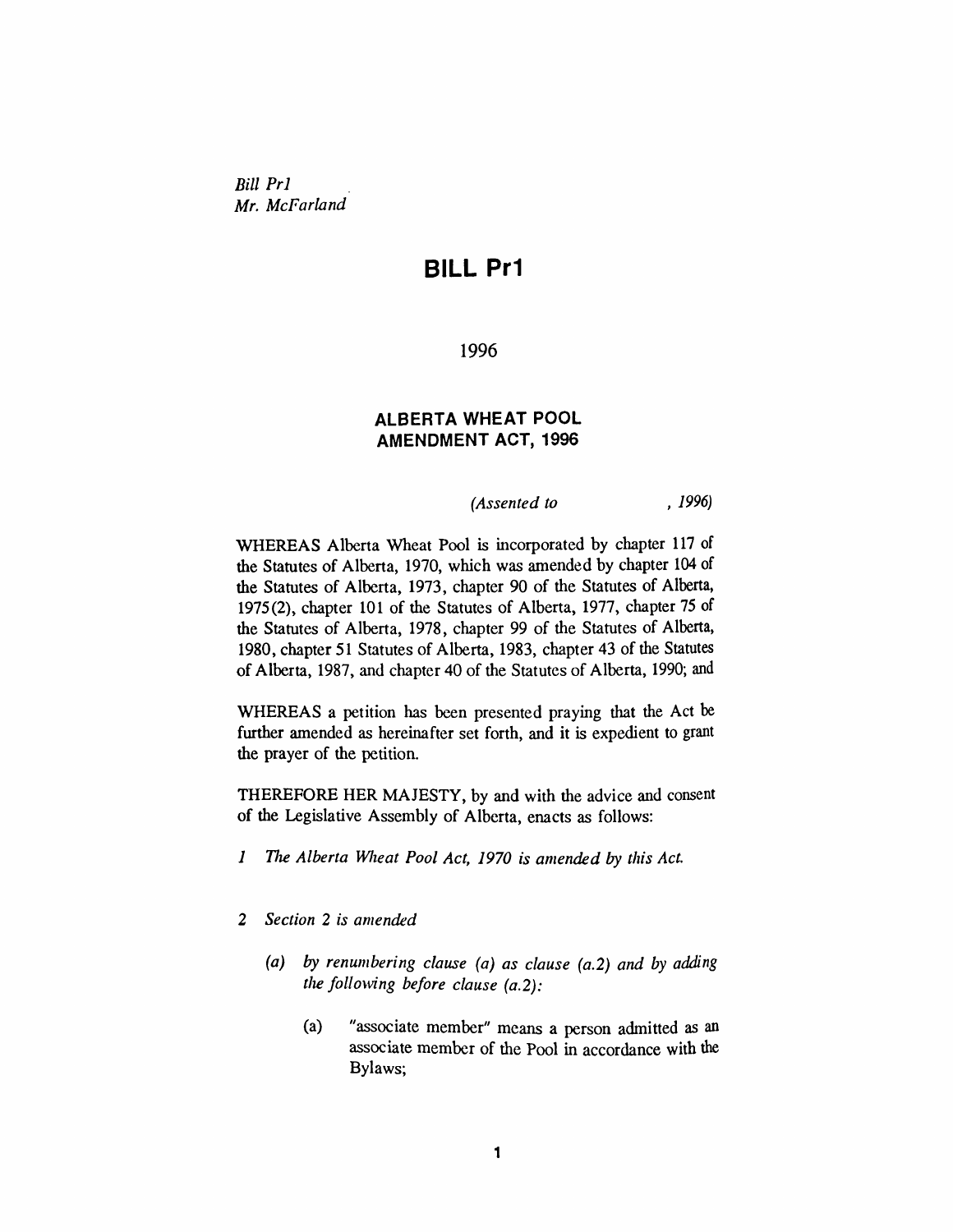*Bill Pr1*
*Mr. McFarland*

# BILL Pr1

1996

## ALBERTA WHEAT POOL AMENDMENT ACT, 1996

*(Assented to , 1996)*

WHEREAS Alberta Wheat Pool is incorporated by chapter 117 of the Statutes of Alberta, 1970, which was amended by chapter 104 of the Statutes of Alberta, 1973, chapter 90 of the Statutes of Alberta, 1975(2), chapter 101 of the Statutes of Alberta, 1977, chapter 75 of the Statutes of Alberta, 1978, chapter 99 of the Statutes of Alberta, 1980, chapter 51 Statutes of Alberta, 1983, chapter 43 of the Statutes of Alberta, 1987, and chapter 40 of the Statutes of Alberta, 1990; and

WHEREAS a petition has been presented praying that the Act be further amended as hereinafter set forth, and it is expedient to grant the prayer of the petition.

THEREFORE HER MAJESTY, by and with the advice and consent of the Legislative Assembly of Alberta, enacts as follows:

*1 The Alberta Wheat Pool Act, 1970 is amended by this Act.*

*2 Section 2 is amended*

*(a) by renumbering clause (a) as clause (a.2) and by adding the following before clause (a.2):*

(a) "associate member" means a person admitted as an associate member of the Pool in accordance with the Bylaws;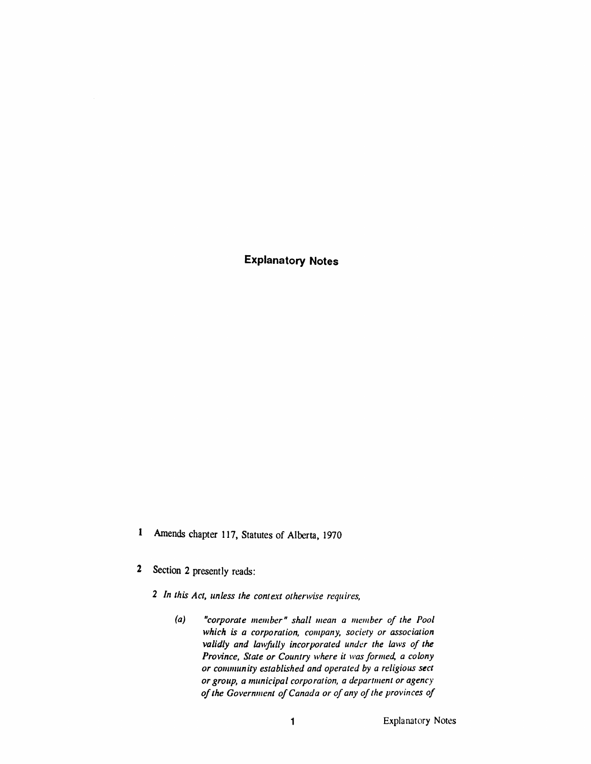## Explanatory Notes

**1** Amends chapter 117, Statutes of Alberta, 1970

**2** Section 2 presently reads:

*2 In this Act, unless the context otherwise requires,*

*(a) "corporate member" shall mean a member of the Pool which is a corporation, company, society or association validly and lawfully incorporated under the laws of the Province, State or Country where it was formed, a colony or community established and operated by a religious sect or group, a municipal corporation, a department or agency of the Government of Canada or of any of the provinces of*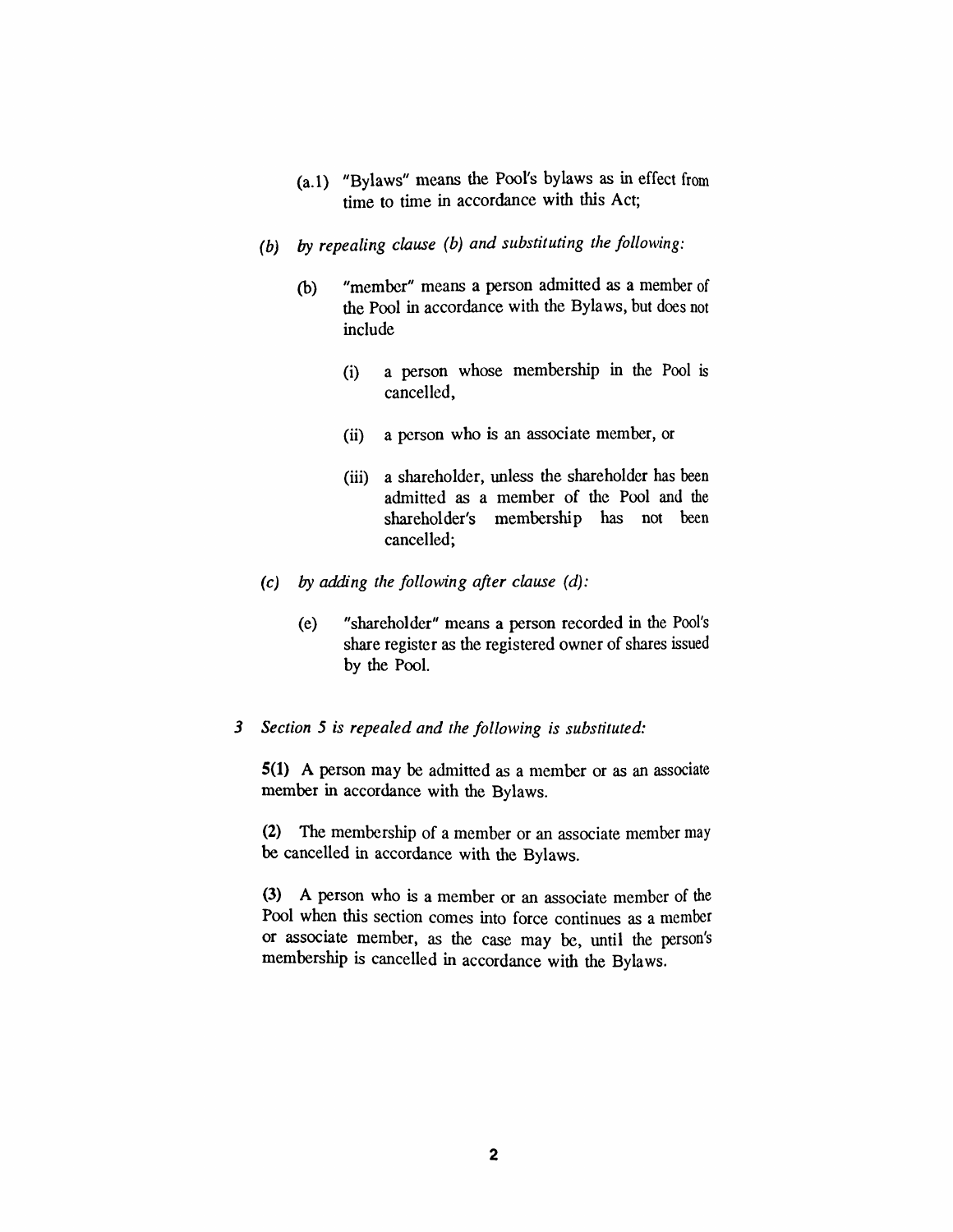(a.1) "Bylaws" means the Pool's bylaws as in effect from time to time in accordance with this Act;

*(b) by repealing clause (b) and substituting the following:*

(b) "member" means a person admitted as a member of the Pool in accordance with the Bylaws, but does not include

(i) a person whose membership in the Pool is cancelled,

(ii) a person who is an associate member, or

(iii) a shareholder, unless the shareholder has been admitted as a member of the Pool and the shareholder's membership has not been cancelled;

*(c) by adding the following after clause (d):*

(e) "shareholder" means a person recorded in the Pool's share register as the registered owner of shares issued by the Pool.

*3 Section 5 is repealed and the following is substituted:*

**5(1)** A person may be admitted as a member or as an associate member in accordance with the Bylaws.

**(2)** The membership of a member or an associate member may be cancelled in accordance with the Bylaws.

**(3)** A person who is a member or an associate member of the Pool when this section comes into force continues as a member or associate member, as the case may be, until the person's membership is cancelled in accordance with the Bylaws.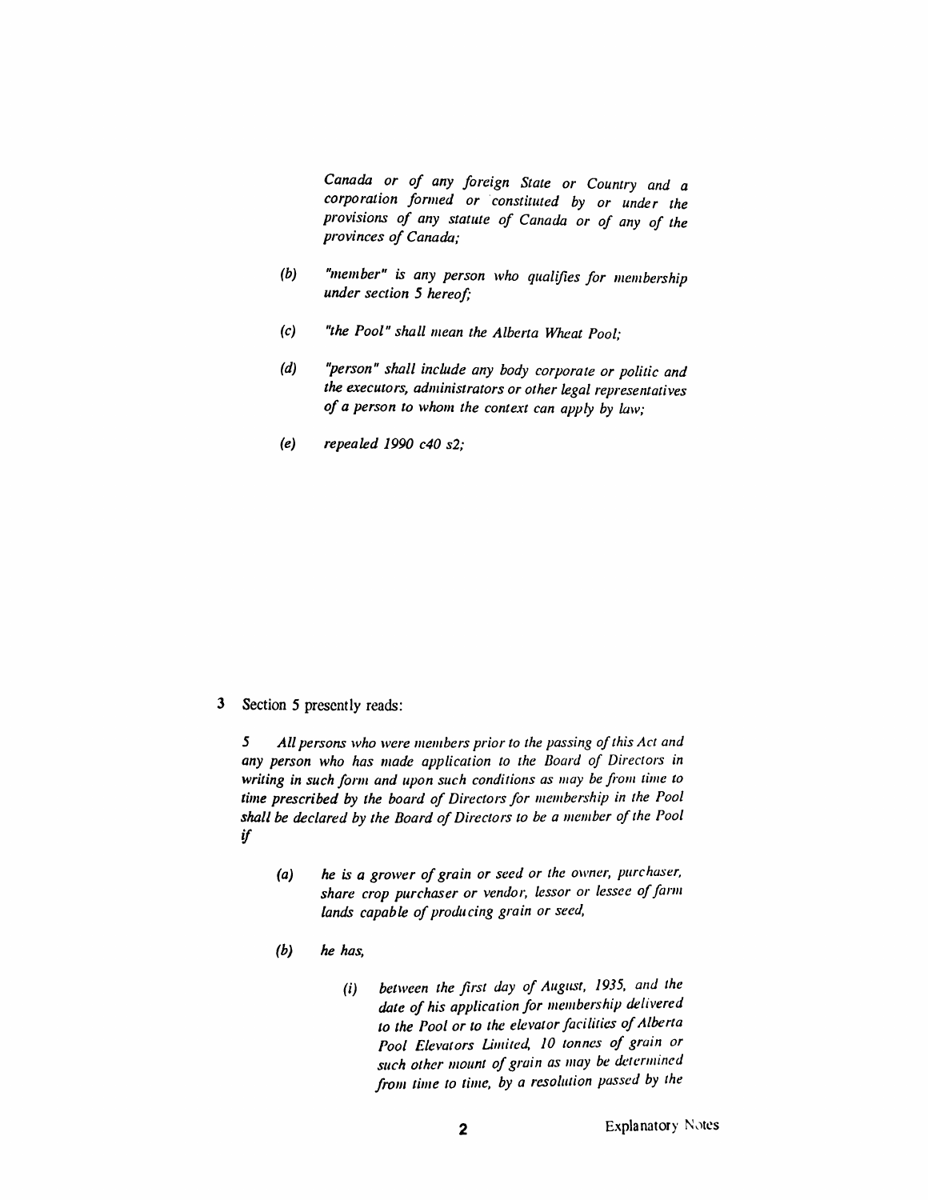*Canada or of any foreign State or Country and a corporation formed or constituted by or under the provisions of any statute of Canada or of any of the provinces of Canada;*

*(b) "member" is any person who qualifies for membership under section 5 hereof;*

*(c) "the Pool" shall mean the Alberta Wheat Pool;*

*(d) "person" shall include any body corporate or politic and the executors, administrators or other legal representatives of a person to whom the context can apply by law;*

*(e) repealed 1990 c40 s2;*

**3** Section 5 presently reads:

*5 All persons who were members prior to the passing of this Act and any person who has made application to the Board of Directors in writing in such form and upon such conditions as may be from time to time prescribed by the board of Directors for membership in the Pool shall be declared by the Board of Directors to be a member of the Pool if*

*(a) he is a grower of grain or seed or the owner, purchaser, share crop purchaser or vendor, lessor or lessee of farm lands capable of producing grain or seed,*

*(b) he has,*

*(i) between the first day of August, 1935, and the date of his application for membership delivered to the Pool or to the elevator facilities of Alberta Pool Elevators Limited, 10 tonnes of grain or such other mount of grain as may be determined from time to time, by a resolution passed by the*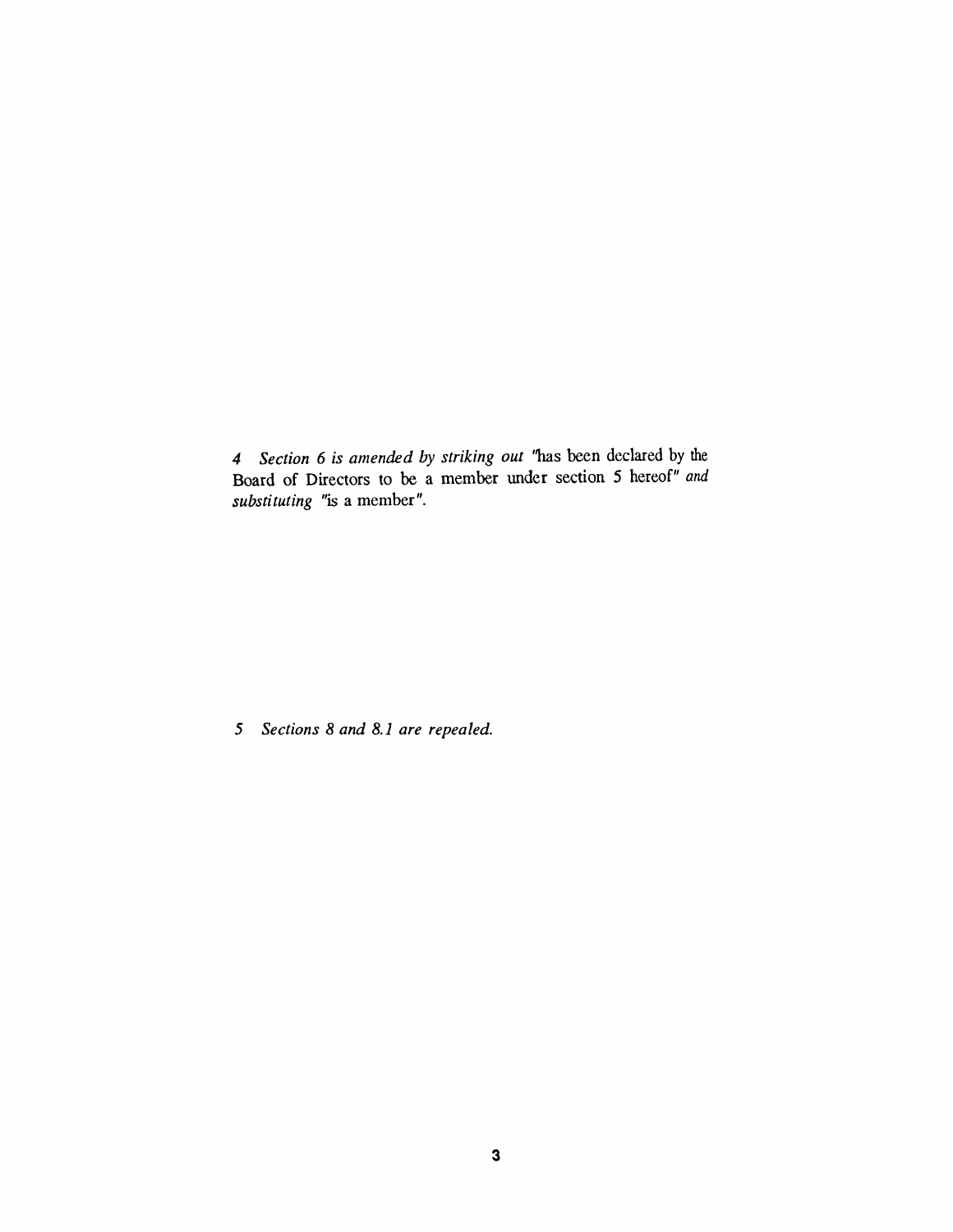4 *Section 6 is amended by striking out* "has been declared by the Board of Directors to be a member under section 5 hereof" *and substituting* "is a member".

5 *Sections 8 and 8.1 are repealed.*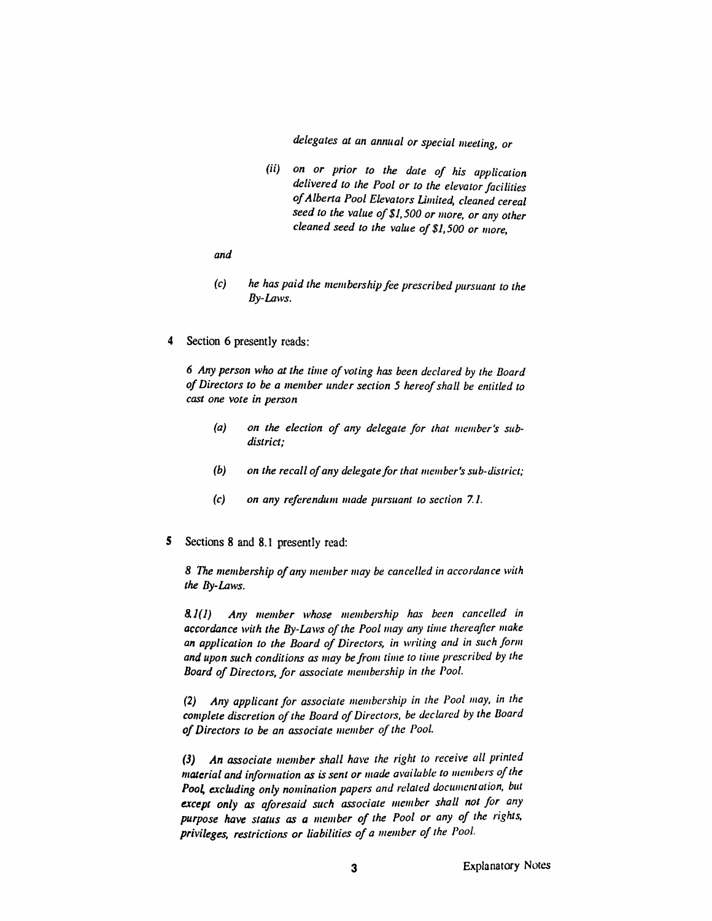*delegates at an annual or special meeting, or*

*(ii) on or prior to the date of his application delivered to the Pool or to the elevator facilities of Alberta Pool Elevators Limited, cleaned cereal seed to the value of $1,500 or more, or any other cleaned seed to the value of $1,500 or more,*

*and*

*(c) he has paid the membership fee prescribed pursuant to the By-Laws.*

4 Section 6 presently reads:

*6 Any person who at the time of voting has been declared by the Board of Directors to be a member under section 5 hereof shall be entitled to cast one vote in person*

*(a) on the election of any delegate for that member's sub-district;*

*(b) on the recall of any delegate for that member's sub-district;*

*(c) on any referendum made pursuant to section 7.1.*

5 Sections 8 and 8.1 presently read:

*8 The membership of any member may be cancelled in accordance with the By-Laws.*

*8.1(1) Any member whose membership has been cancelled in accordance with the By-Laws of the Pool may any time thereafter make an application to the Board of Directors, in writing and in such form and upon such conditions as may be from time to time prescribed by the Board of Directors, for associate membership in the Pool.*

*(2) Any applicant for associate membership in the Pool may, in the complete discretion of the Board of Directors, be declared by the Board of Directors to be an associate member of the Pool.*

*(3) An associate member shall have the right to receive all printed material and information as is sent or made available to members of the Pool, excluding only nomination papers and related documentation, but except only as aforesaid such associate member shall not for any purpose have status as a member of the Pool or any of the rights, privileges, restrictions or liabilities of a member of the Pool.*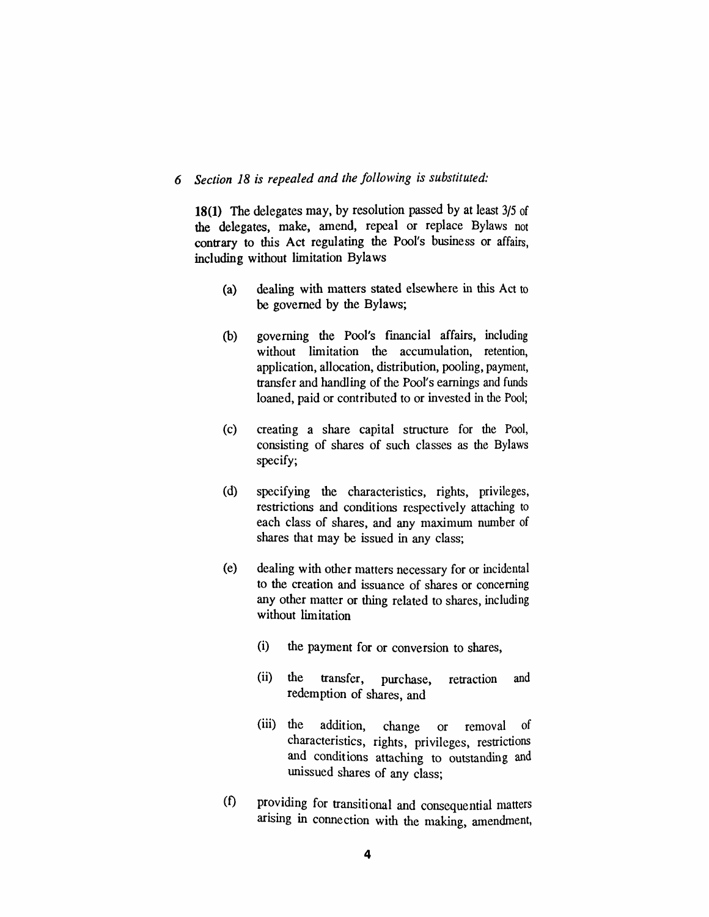*6 Section 18 is repealed and the following is substituted:*

**18(1)** The delegates may, by resolution passed by at least 3/5 of the delegates, make, amend, repeal or replace Bylaws not contrary to this Act regulating the Pool's business or affairs, including without limitation Bylaws

(a) dealing with matters stated elsewhere in this Act to be governed by the Bylaws;

(b) governing the Pool's financial affairs, including without limitation the accumulation, retention, application, allocation, distribution, pooling, payment, transfer and handling of the Pool's earnings and funds loaned, paid or contributed to or invested in the Pool;

(c) creating a share capital structure for the Pool, consisting of shares of such classes as the Bylaws specify;

(d) specifying the characteristics, rights, privileges, restrictions and conditions respectively attaching to each class of shares, and any maximum number of shares that may be issued in any class;

(e) dealing with other matters necessary for or incidental to the creation and issuance of shares or concerning any other matter or thing related to shares, including without limitation

(i) the payment for or conversion to shares,

(ii) the transfer, purchase, retraction and redemption of shares, and

(iii) the addition, change or removal of characteristics, rights, privileges, restrictions and conditions attaching to outstanding and unissued shares of any class;

(f) providing for transitional and consequential matters arising in connection with the making, amendment,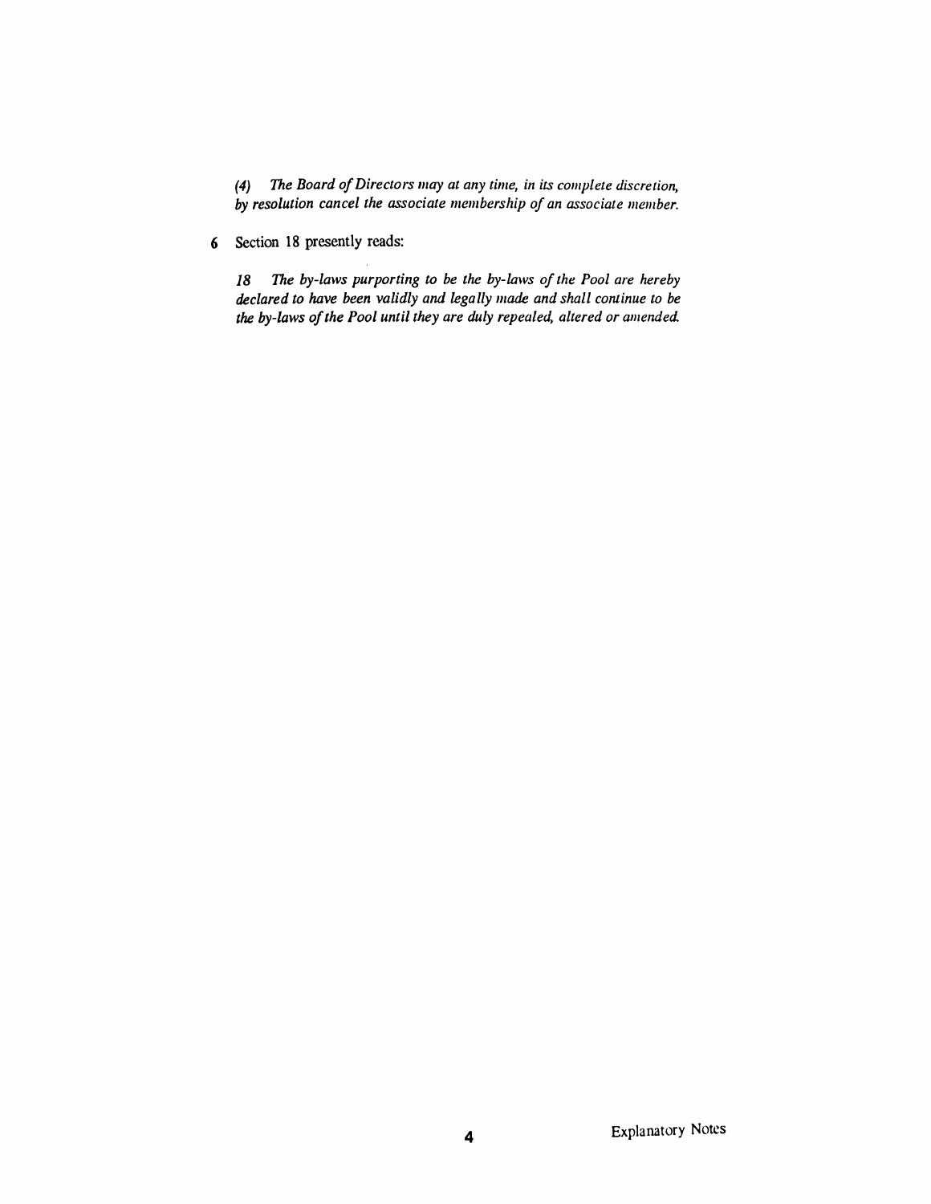*(4) The Board of Directors may at any time, in its complete discretion, by resolution cancel the associate membership of an associate member.*

**6** Section 18 presently reads:

*18 The by-laws purporting to be the by-laws of the Pool are hereby declared to have been validly and legally made and shall continue to be the by-laws of the Pool until they are duly repealed, altered or amended.*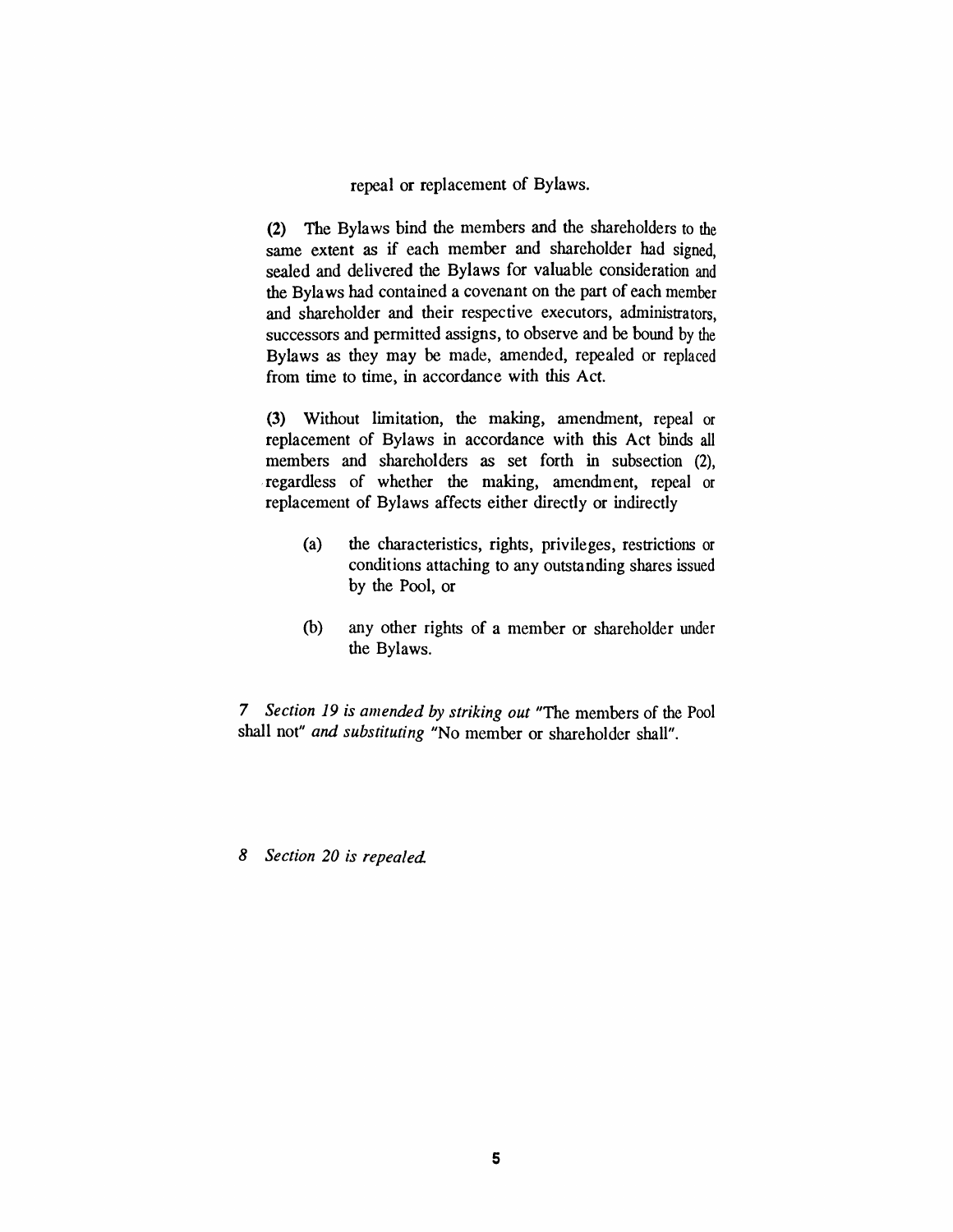repeal or replacement of Bylaws.

(2) The Bylaws bind the members and the shareholders to the same extent as if each member and shareholder had signed, sealed and delivered the Bylaws for valuable consideration and the Bylaws had contained a covenant on the part of each member and shareholder and their respective executors, administrators, successors and permitted assigns, to observe and be bound by the Bylaws as they may be made, amended, repealed or replaced from time to time, in accordance with this Act.

(3) Without limitation, the making, amendment, repeal or replacement of Bylaws in accordance with this Act binds all members and shareholders as set forth in subsection (2), regardless of whether the making, amendment, repeal or replacement of Bylaws affects either directly or indirectly

- (a) the characteristics, rights, privileges, restrictions or conditions attaching to any outstanding shares issued by the Pool, or
- (b) any other rights of a member or shareholder under the Bylaws.

7 *Section 19 is amended by striking out* "The members of the Pool shall not" *and substituting* "No member or shareholder shall".

8 *Section 20 is repealed.*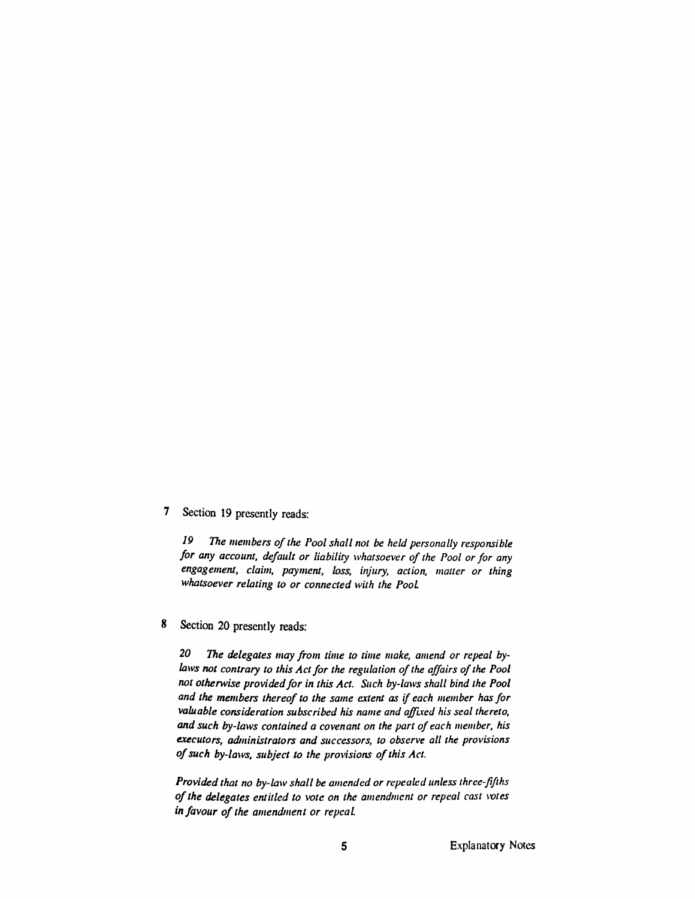7 Section 19 presently reads:

*19 The members of the Pool shall not be held personally responsible for any account, default or liability whatsoever of the Pool or for any engagement, claim, payment, loss, injury, action, matter or thing whatsoever relating to or connected with the Pool.*

8 Section 20 presently reads:

*20 The delegates may from time to time make, amend or repeal by-laws not contrary to this Act for the regulation of the affairs of the Pool not otherwise provided for in this Act. Such by-laws shall bind the Pool and the members thereof to the same extent as if each member has for valuable consideration subscribed his name and affixed his seal thereto, and such by-laws contained a covenant on the part of each member, his executors, administrators and successors, to observe all the provisions of such by-laws, subject to the provisions of this Act.*

*Provided that no by-law shall be amended or repealed unless three-fifths of the delegates entitled to vote on the amendment or repeal cast votes in favour of the amendment or repeal.*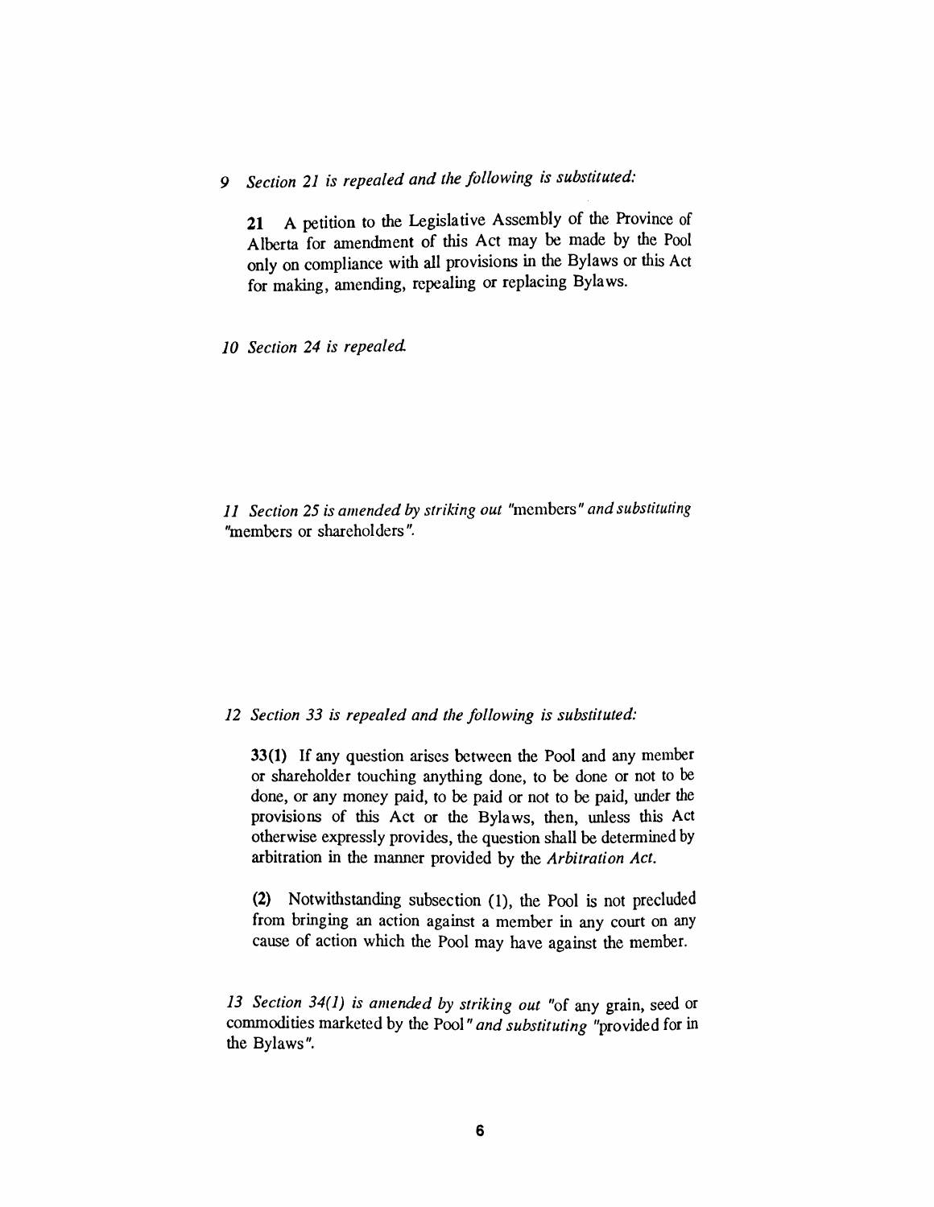*9 Section 21 is repealed and the following is substituted:*

**21** A petition to the Legislative Assembly of the Province of Alberta for amendment of this Act may be made by the Pool only on compliance with all provisions in the Bylaws or this Act for making, amending, repealing or replacing Bylaws.

*10 Section 24 is repealed.*

*11 Section 25 is amended by striking out* "members" *and substituting* "members or shareholders".

*12 Section 33 is repealed and the following is substituted:*

**33(1)** If any question arises between the Pool and any member or shareholder touching anything done, to be done or not to be done, or any money paid, to be paid or not to be paid, under the provisions of this Act or the Bylaws, then, unless this Act otherwise expressly provides, the question shall be determined by arbitration in the manner provided by the *Arbitration Act.*

**(2)** Notwithstanding subsection (1), the Pool is not precluded from bringing an action against a member in any court on any cause of action which the Pool may have against the member.

*13 Section 34(1) is amended by striking out* "of any grain, seed or commodities marketed by the Pool" *and substituting* "provided for in the Bylaws".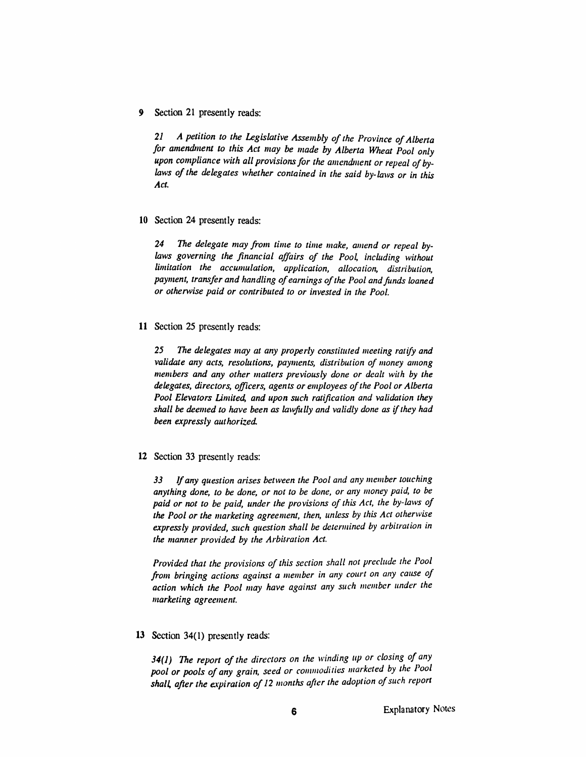**9** Section 21 presently reads:

*21 A petition to the Legislative Assembly of the Province of Alberta for amendment to this Act may be made by Alberta Wheat Pool only upon compliance with all provisions for the amendment or repeal of by-laws of the delegates whether contained in the said by-laws or in this Act.*

**10** Section 24 presently reads:

*24 The delegate may from time to time make, amend or repeal by-laws governing the financial affairs of the Pool, including without limitation the accumulation, application, allocation, distribution, payment, transfer and handling of earnings of the Pool and funds loaned or otherwise paid or contributed to or invested in the Pool.*

**11** Section 25 presently reads:

*25 The delegates may at any properly constituted meeting ratify and validate any acts, resolutions, payments, distribution of money among members and any other matters previously done or dealt with by the delegates, directors, officers, agents or employees of the Pool or Alberta Pool Elevators Limited, and upon such ratification and validation they shall be deemed to have been as lawfully and validly done as if they had been expressly authorized.*

**12** Section 33 presently reads:

*33 If any question arises between the Pool and any member touching anything done, to be done, or not to be done, or any money paid, to be paid or not to be paid, under the provisions of this Act, the by-laws of the Pool or the marketing agreement, then, unless by this Act otherwise expressly provided, such question shall be determined by arbitration in the manner provided by the Arbitration Act.*

*Provided that the provisions of this section shall not preclude the Pool from bringing actions against a member in any court on any cause of action which the Pool may have against any such member under the marketing agreement.*

**13** Section 34(1) presently reads:

*34(1) The report of the directors on the winding up or closing of any pool or pools of any grain, seed or commodities marketed by the Pool shall, after the expiration of 12 months after the adoption of such report*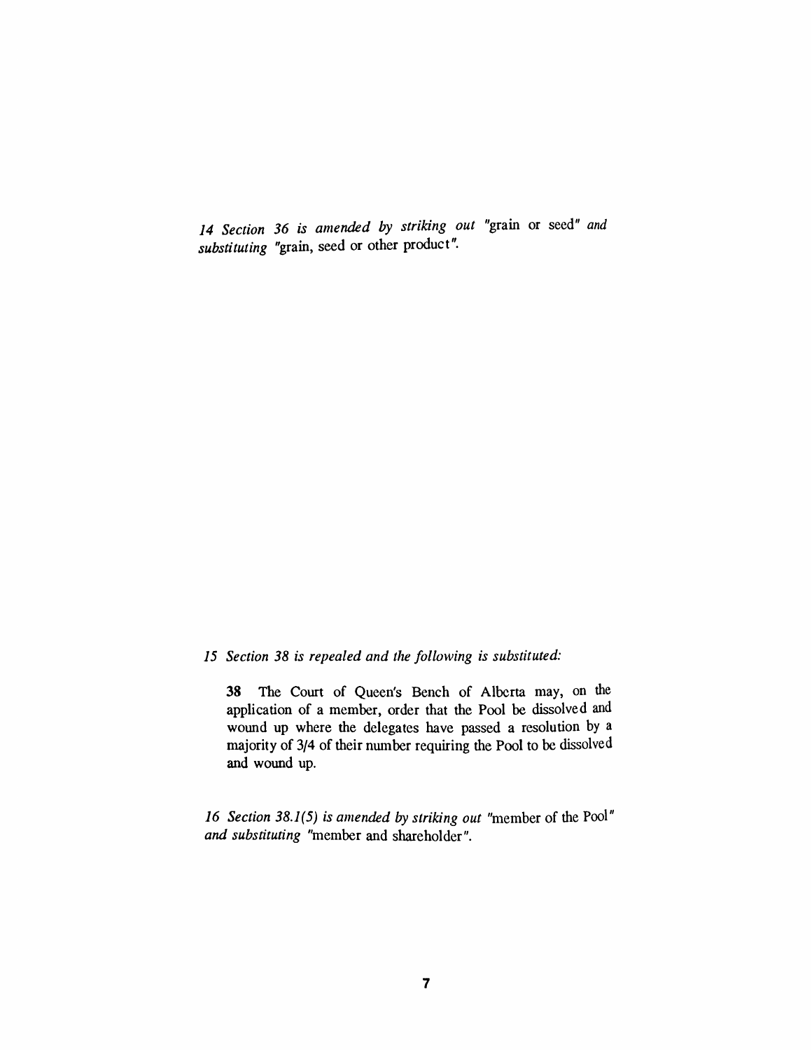*14 Section 36 is amended by striking out* "grain or seed" *and substituting* "grain, seed or other product".

*15 Section 38 is repealed and the following is substituted:*

> **38** The Court of Queen's Bench of Alberta may, on the application of a member, order that the Pool be dissolved and wound up where the delegates have passed a resolution by a majority of 3/4 of their number requiring the Pool to be dissolved and wound up.

*16 Section 38.1(5) is amended by striking out* "member of the Pool" *and substituting* "member and shareholder".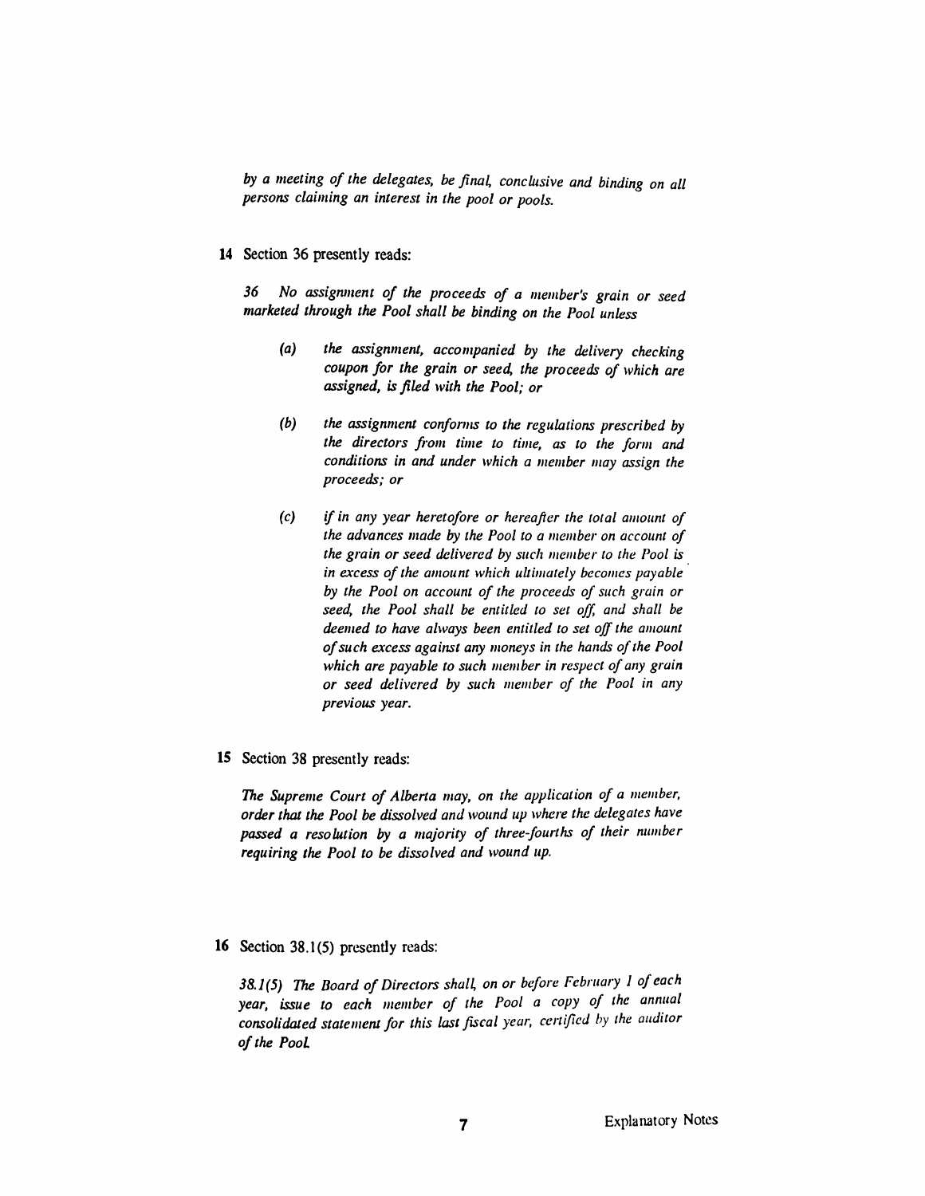*by a meeting of the delegates, be final, conclusive and binding on all persons claiming an interest in the pool or pools.*

**14** Section 36 presently reads:

*36 No assignment of the proceeds of a member's grain or seed marketed through the Pool shall be binding on the Pool unless*

*(a) the assignment, accompanied by the delivery checking coupon for the grain or seed, the proceeds of which are assigned, is filed with the Pool; or*

*(b) the assignment conforms to the regulations prescribed by the directors from time to time, as to the form and conditions in and under which a member may assign the proceeds; or*

*(c) if in any year heretofore or hereafter the total amount of the advances made by the Pool to a member on account of the grain or seed delivered by such member to the Pool is in excess of the amount which ultimately becomes payable by the Pool on account of the proceeds of such grain or seed, the Pool shall be entitled to set off, and shall be deemed to have always been entitled to set off the amount of such excess against any moneys in the hands of the Pool which are payable to such member in respect of any grain or seed delivered by such member of the Pool in any previous year.*

**15** Section 38 presently reads:

*The Supreme Court of Alberta may, on the application of a member, order that the Pool be dissolved and wound up where the delegates have passed a resolution by a majority of three-fourths of their number requiring the Pool to be dissolved and wound up.*

**16** Section 38.1(5) presently reads:

*38.1(5) The Board of Directors shall, on or before February 1 of each year, issue to each member of the Pool a copy of the annual consolidated statement for this last fiscal year, certified by the auditor of the Pool.*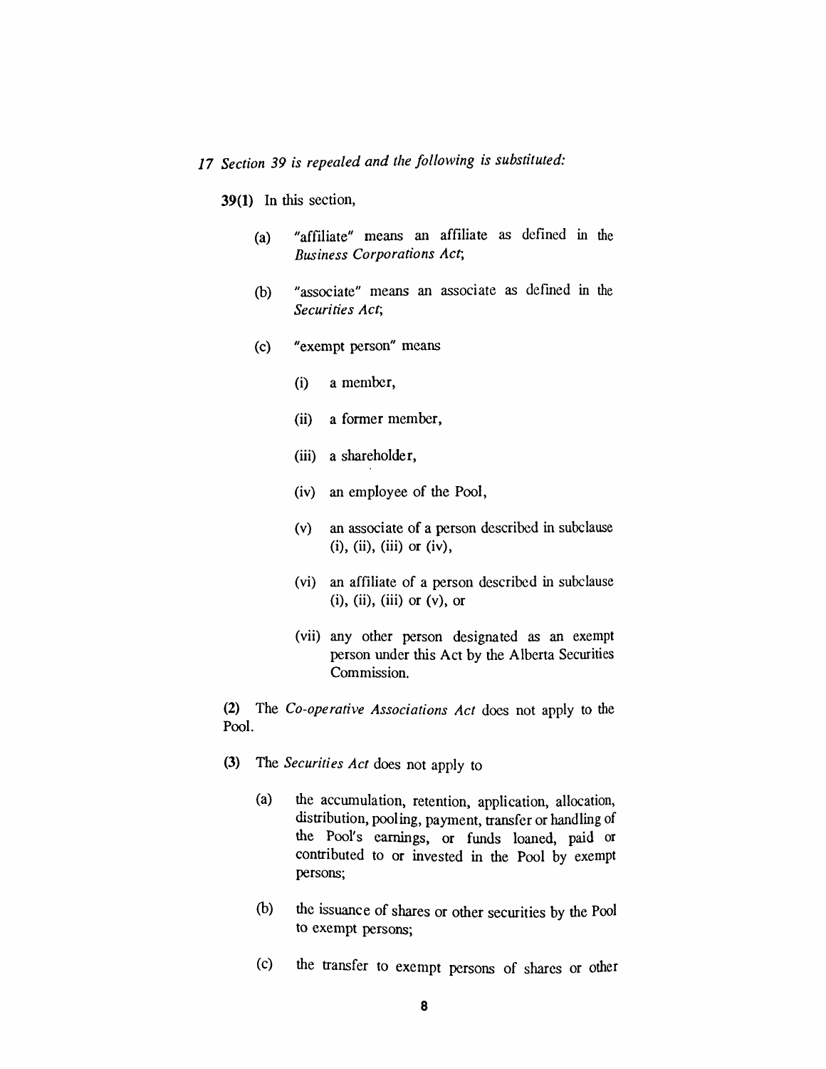*17 Section 39 is repealed and the following is substituted:*

**39(1)** In this section,

- (a) "affiliate" means an affiliate as defined in the *Business Corporations Act*;

- (b) "associate" means an associate as defined in the *Securities Act*;

- (c) "exempt person" means

  - (i) a member,

  - (ii) a former member,

  - (iii) a shareholder,

  - (iv) an employee of the Pool,

  - (v) an associate of a person described in subclause (i), (ii), (iii) or (iv),

  - (vi) an affiliate of a person described in subclause (i), (ii), (iii) or (v), or

  - (vii) any other person designated as an exempt person under this Act by the Alberta Securities Commission.

**(2)** The *Co-operative Associations Act* does not apply to the Pool.

**(3)** The *Securities Act* does not apply to

- (a) the accumulation, retention, application, allocation, distribution, pooling, payment, transfer or handling of the Pool's earnings, or funds loaned, paid or contributed to or invested in the Pool by exempt persons;

- (b) the issuance of shares or other securities by the Pool to exempt persons;

- (c) the transfer to exempt persons of shares or other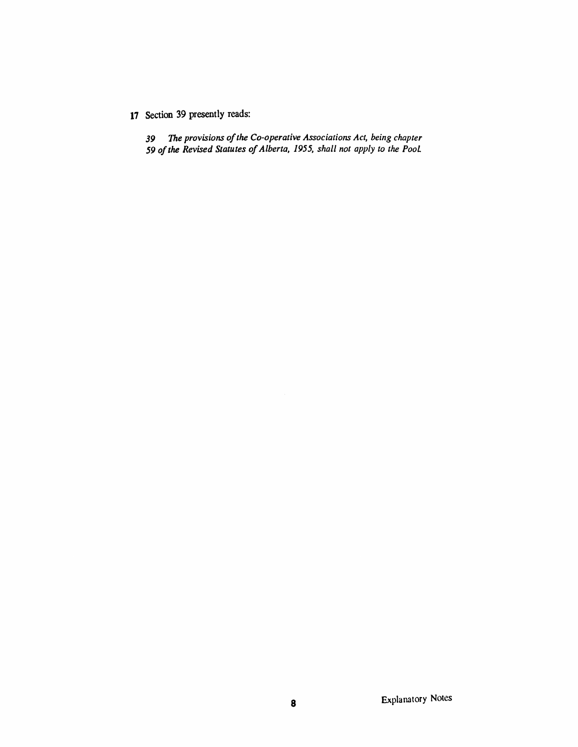**17** Section 39 presently reads:

*39 The provisions of the Co-operative Associations Act, being chapter 59 of the Revised Statutes of Alberta, 1955, shall not apply to the Pool.*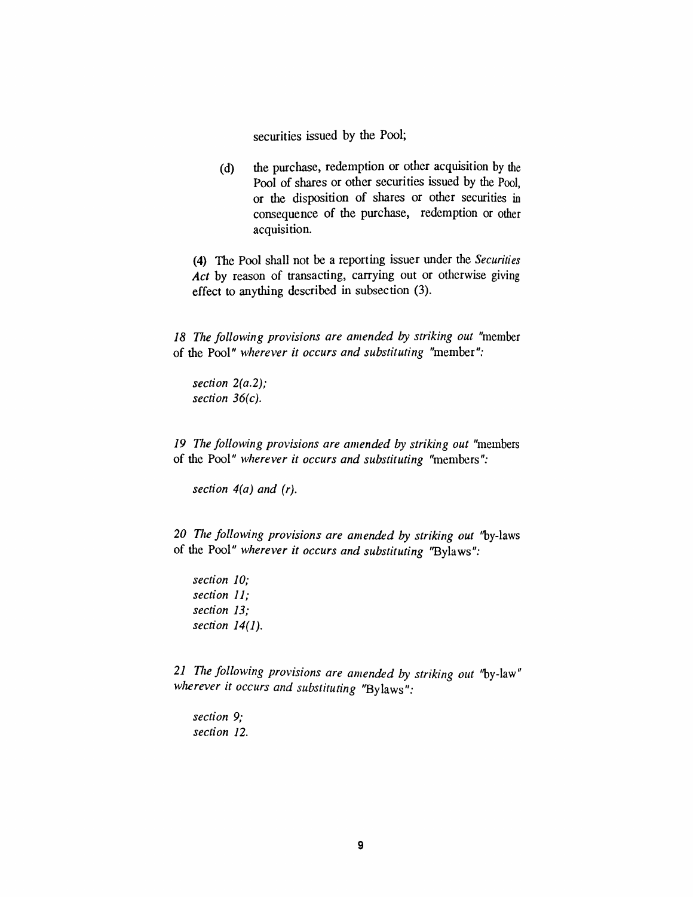securities issued by the Pool;

(d) the purchase, redemption or other acquisition by the Pool of shares or other securities issued by the Pool, or the disposition of shares or other securities in consequence of the purchase, redemption or other acquisition.

(4) The Pool shall not be a reporting issuer under the *Securities Act* by reason of transacting, carrying out or otherwise giving effect to anything described in subsection (3).

*18 The following provisions are amended by striking out* "member of the Pool" *wherever it occurs and substituting* "member":

*section 2(a.2);*
*section 36(c).*

*19 The following provisions are amended by striking out* "members of the Pool" *wherever it occurs and substituting* "members":

*section 4(a) and (r).*

*20 The following provisions are amended by striking out* "by-laws of the Pool" *wherever it occurs and substituting* "Bylaws":

*section 10;*
*section 11;*
*section 13;*
*section 14(1).*

*21 The following provisions are amended by striking out* "by-law" *wherever it occurs and substituting* "Bylaws":

*section 9;*
*section 12.*